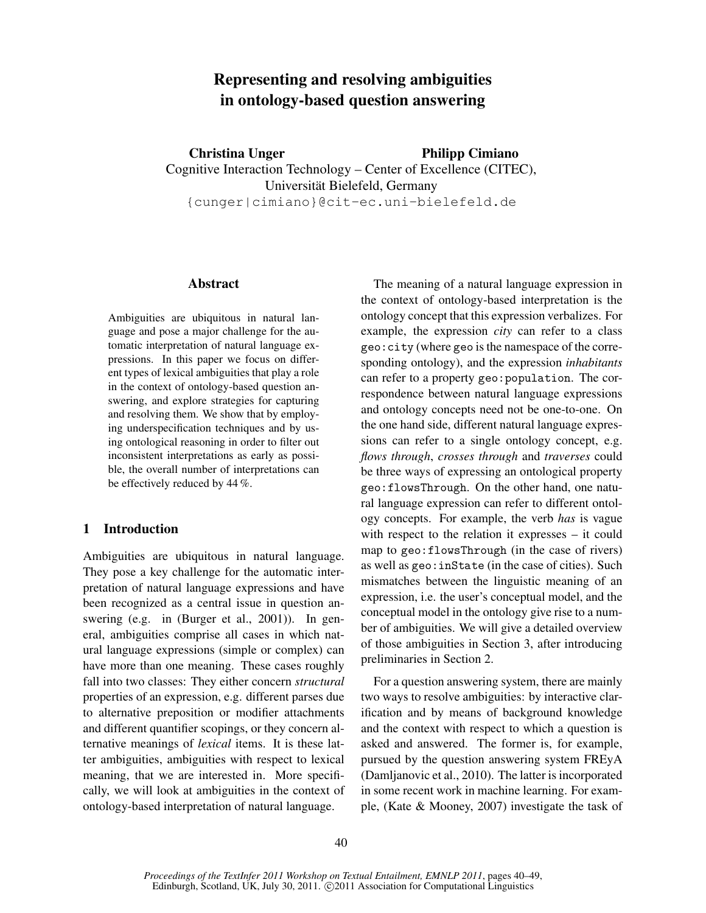# Representing and resolving ambiguities in ontology-based question answering

**Christina Unger** **Philipp Cimiano**

Cognitive Interaction Technology – Center of Excellence (CITEC),
Universität Bielefeld, Germany
{cunger|cimiano}@cit-ec.uni-bielefeld.de

## Abstract

Ambiguities are ubiquitous in natural language and pose a major challenge for the automatic interpretation of natural language expressions. In this paper we focus on different types of lexical ambiguities that play a role in the context of ontology-based question answering, and explore strategies for capturing and resolving them. We show that by employing underspecification techniques and by using ontological reasoning in order to filter out inconsistent interpretations as early as possible, the overall number of interpretations can be effectively reduced by 44 %.

## 1 Introduction

Ambiguities are ubiquitous in natural language. They pose a key challenge for the automatic interpretation of natural language expressions and have been recognized as a central issue in question answering (e.g. in (Burger et al., 2001)). In general, ambiguities comprise all cases in which natural language expressions (simple or complex) can have more than one meaning. These cases roughly fall into two classes: They either concern *structural* properties of an expression, e.g. different parses due to alternative preposition or modifier attachments and different quantifier scopings, or they concern alternative meanings of *lexical* items. It is these latter ambiguities, ambiguities with respect to lexical meaning, that we are interested in. More specifically, we will look at ambiguities in the context of ontology-based interpretation of natural language.

The meaning of a natural language expression in the context of ontology-based interpretation is the ontology concept that this expression verbalizes. For example, the expression *city* can refer to a class `geo:city` (where `geo` is the namespace of the corresponding ontology), and the expression *inhabitants* can refer to a property `geo:population`. The correspondence between natural language expressions and ontology concepts need not be one-to-one. On the one hand side, different natural language expressions can refer to a single ontology concept, e.g. *flows through*, *crosses through* and *traverses* could be three ways of expressing an ontological property `geo:flowsThrough`. On the other hand, one natural language expression can refer to different ontology concepts. For example, the verb *has* is vague with respect to the relation it expresses – it could map to `geo:flowsThrough` (in the case of rivers) as well as `geo:inState` (in the case of cities). Such mismatches between the linguistic meaning of an expression, i.e. the user's conceptual model, and the conceptual model in the ontology give rise to a number of ambiguities. We will give a detailed overview of those ambiguities in Section 3, after introducing preliminaries in Section 2.

For a question answering system, there are mainly two ways to resolve ambiguities: by interactive clarification and by means of background knowledge and the context with respect to which a question is asked and answered. The former is, for example, pursued by the question answering system FREyA (Damljanovic et al., 2010). The latter is incorporated in some recent work in machine learning. For example, (Kate & Mooney, 2007) investigate the task of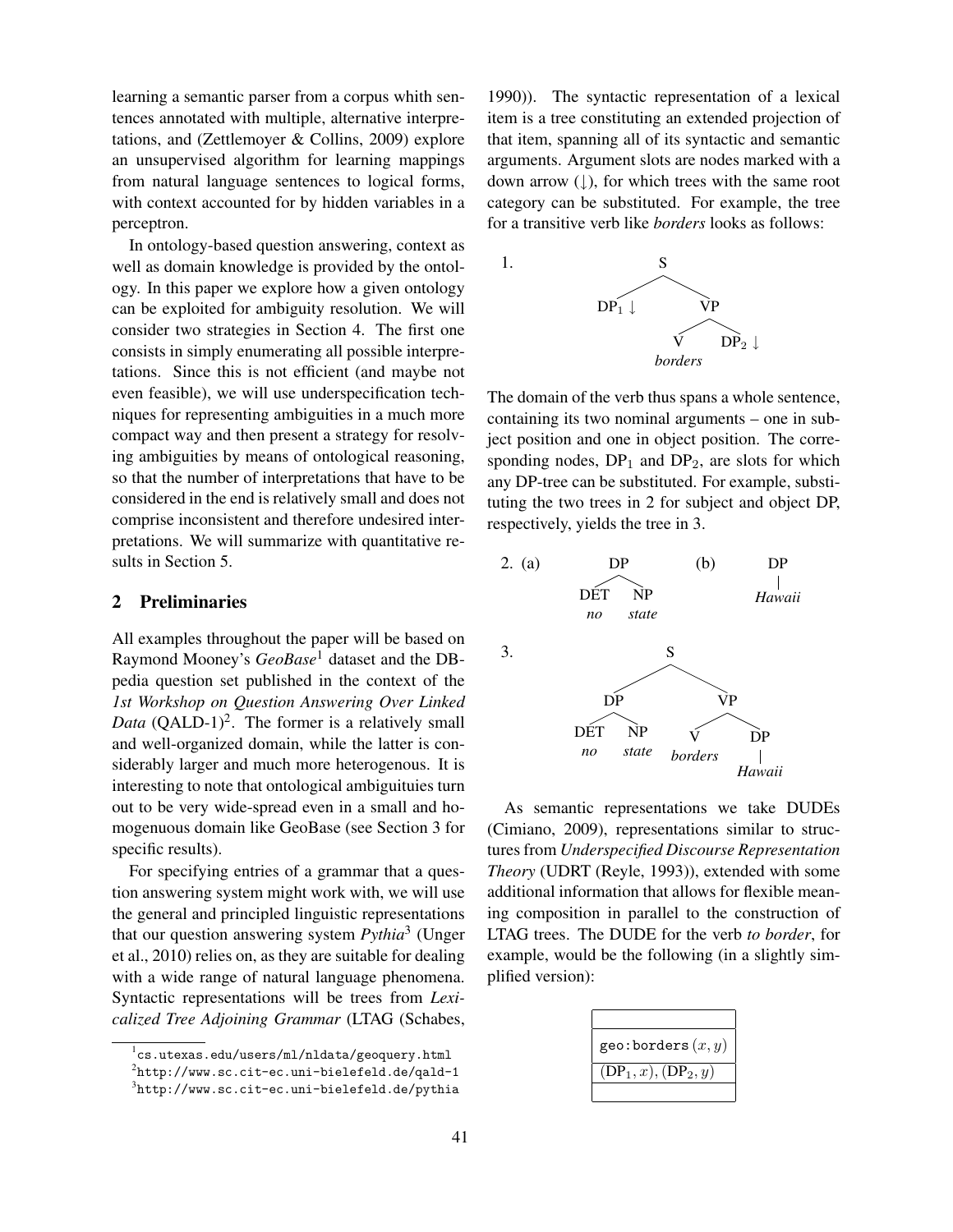learning a semantic parser from a corpus whith sentences annotated with multiple, alternative interpretations, and (Zettlemoyer & Collins, 2009) explore an unsupervised algorithm for learning mappings from natural language sentences to logical forms, with context accounted for by hidden variables in a perceptron.

In ontology-based question answering, context as well as domain knowledge is provided by the ontology. In this paper we explore how a given ontology can be exploited for ambiguity resolution. We will consider two strategies in Section 4. The first one consists in simply enumerating all possible interpretations. Since this is not efficient (and maybe not even feasible), we will use underspecification techniques for representing ambiguities in a much more compact way and then present a strategy for resolving ambiguities by means of ontological reasoning, so that the number of interpretations that have to be considered in the end is relatively small and does not comprise inconsistent and therefore undesired interpretations. We will summarize with quantitative results in Section 5.

## 2 Preliminaries

All examples throughout the paper will be based on Raymond Mooney's *GeoBase*[1] dataset and the DBpedia question set published in the context of the *1st Workshop on Question Answering Over Linked Data* (QALD-1)[2]. The former is a relatively small and well-organized domain, while the latter is considerably larger and much more heterogenous. It is interesting to note that ontological ambiguituies turn out to be very wide-spread even in a small and homogenuous domain like GeoBase (see Section 3 for specific results).

For specifying entries of a grammar that a question answering system might work with, we will use the general and principled linguistic representations that our question answering system *Pythia*[3] (Unger et al., 2010) relies on, as they are suitable for dealing with a wide range of natural language phenomena. Syntactic representations will be trees from *Lexicalized Tree Adjoining Grammar* (LTAG (Schabes, 1990)). The syntactic representation of a lexical item is a tree constituting an extended projection of that item, spanning all of its syntactic and semantic arguments. Argument slots are nodes marked with a down arrow (↓), for which trees with the same root category can be substituted. For example, the tree for a transitive verb like *borders* looks as follows:

1. [S [$DP_1$ ↓] [VP [V *borders*] [$DP_2$ ↓]]]

The domain of the verb thus spans a whole sentence, containing its two nominal arguments – one in subject position and one in object position. The corresponding nodes, $DP_1$ and $DP_2$, are slots for which any DP-tree can be substituted. For example, substituting the two trees in 2 for subject and object DP, respectively, yields the tree in 3.

2. (a) [DP [DET *no*] [NP *state*]]   (b) [DP *Hawaii*]

3. [S [DP [DET *no*] [NP *state*]] [VP [V *borders*] [DP *Hawaii*]]]

As semantic representations we take DUDEs (Cimiano, 2009), representations similar to structures from *Underspecified Discourse Representation Theory* (UDRT (Reyle, 1993)), extended with some additional information that allows for flexible meaning composition in parallel to the construction of LTAG trees. The DUDE for the verb *to border*, for example, would be the following (in a slightly simplified version):

| |
|---|
| geo:borders $(x, y)$ |
| $(DP_1, x), (DP_2, y)$ |
| |

[1] cs.utexas.edu/users/ml/nldata/geoquery.html

[2] http://www.sc.cit-ec.uni-bielefeld.de/qald-1

[3] http://www.sc.cit-ec.uni-bielefeld.de/pythia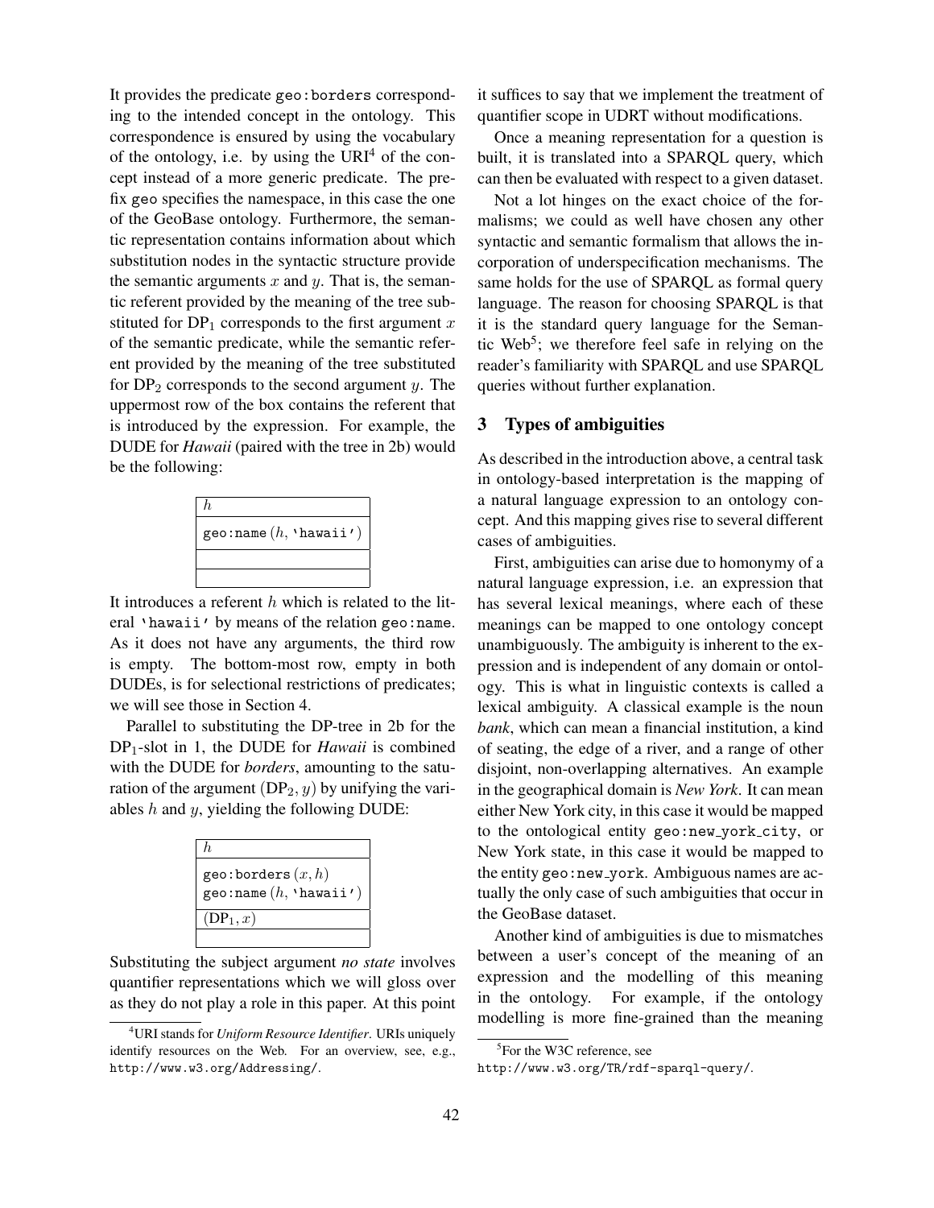It provides the predicate `geo:borders` corresponding to the intended concept in the ontology. This correspondence is ensured by using the vocabulary of the ontology, i.e. by using the URI[4] of the concept instead of a more generic predicate. The prefix `geo` specifies the namespace, in this case the one of the GeoBase ontology. Furthermore, the semantic representation contains information about which substitution nodes in the syntactic structure provide the semantic arguments $x$ and $y$. That is, the semantic referent provided by the meaning of the tree substituted for $\text{DP}_1$ corresponds to the first argument $x$ of the semantic predicate, while the semantic referent provided by the meaning of the tree substituted for $\text{DP}_2$ corresponds to the second argument $y$. The uppermost row of the box contains the referent that is introduced by the expression. For example, the DUDE for *Hawaii* (paired with the tree in 2b) would be the following:

| $h$ |
| --- |
| `geo:name` $(h,$ `'hawaii'`$)$ |
| |
| |

It introduces a referent $h$ which is related to the literal `'hawaii'` by means of the relation `geo:name`. As it does not have any arguments, the third row is empty. The bottom-most row, empty in both DUDEs, is for selectional restrictions of predicates; we will see those in Section 4.

Parallel to substituting the DP-tree in 2b for the $\text{DP}_1$-slot in 1, the DUDE for *Hawaii* is combined with the DUDE for *borders*, amounting to the saturation of the argument $(\text{DP}_2, y)$ by unifying the variables $h$ and $y$, yielding the following DUDE:

| $h$ |
| --- |
| `geo:borders` $(x, h)$ <br> `geo:name` $(h,$ `'hawaii'`$)$ |
| $(\text{DP}_1, x)$ |
| |

Substituting the subject argument *no state* involves quantifier representations which we will gloss over as they do not play a role in this paper. At this point it suffices to say that we implement the treatment of quantifier scope in UDRT without modifications.

Once a meaning representation for a question is built, it is translated into a SPARQL query, which can then be evaluated with respect to a given dataset.

Not a lot hinges on the exact choice of the formalisms; we could as well have chosen any other syntactic and semantic formalism that allows the incorporation of underspecification mechanisms. The same holds for the use of SPARQL as formal query language. The reason for choosing SPARQL is that it is the standard query language for the Semantic Web[5]; we therefore feel safe in relying on the reader's familiarity with SPARQL and use SPARQL queries without further explanation.

## 3 Types of ambiguities

As described in the introduction above, a central task in ontology-based interpretation is the mapping of a natural language expression to an ontology concept. And this mapping gives rise to several different cases of ambiguities.

First, ambiguities can arise due to homonymy of a natural language expression, i.e. an expression that has several lexical meanings, where each of these meanings can be mapped to one ontology concept unambiguously. The ambiguity is inherent to the expression and is independent of any domain or ontology. This is what in linguistic contexts is called a lexical ambiguity. A classical example is the noun *bank*, which can mean a financial institution, a kind of seating, the edge of a river, and a range of other disjoint, non-overlapping alternatives. An example in the geographical domain is *New York*. It can mean either New York city, in this case it would be mapped to the ontological entity `geo:new_york_city`, or New York state, in this case it would be mapped to the entity `geo:new_york`. Ambiguous names are actually the only case of such ambiguities that occur in the GeoBase dataset.

Another kind of ambiguities is due to mismatches between a user's concept of the meaning of an expression and the modelling of this meaning in the ontology. For example, if the ontology modelling is more fine-grained than the meaning

[4] URI stands for *Uniform Resource Identifier*. URIs uniquely identify resources on the Web. For an overview, see, e.g., http://www.w3.org/Addressing/.

[5] For the W3C reference, see http://www.w3.org/TR/rdf-sparql-query/.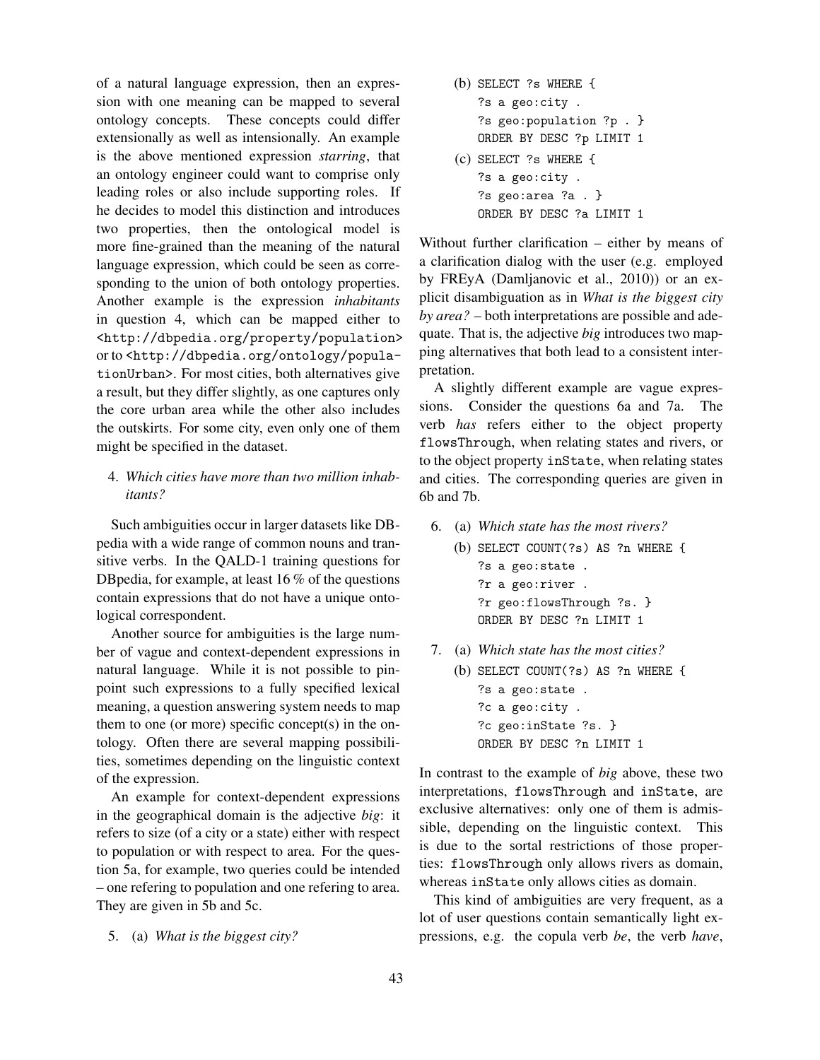of a natural language expression, then an expression with one meaning can be mapped to several ontology concepts. These concepts could differ extensionally as well as intensionally. An example is the above mentioned expression *starring*, that an ontology engineer could want to comprise only leading roles or also include supporting roles. If he decides to model this distinction and introduces two properties, then the ontological model is more fine-grained than the meaning of the natural language expression, which could be seen as corresponding to the union of both ontology properties. Another example is the expression *inhabitants* in question 4, which can be mapped either to `<http://dbpedia.org/property/population>` or to `<http://dbpedia.org/ontology/populationUrban>`. For most cities, both alternatives give a result, but they differ slightly, as one captures only the core urban area while the other also includes the outskirts. For some city, even only one of them might be specified in the dataset.

4. *Which cities have more than two million inhabitants?*

Such ambiguities occur in larger datasets like DBpedia with a wide range of common nouns and transitive verbs. In the QALD-1 training questions for DBpedia, for example, at least 16 % of the questions contain expressions that do not have a unique ontological correspondent.

Another source for ambiguities is the large number of vague and context-dependent expressions in natural language. While it is not possible to pinpoint such expressions to a fully specified lexical meaning, a question answering system needs to map them to one (or more) specific concept(s) in the ontology. Often there are several mapping possibilities, sometimes depending on the linguistic context of the expression.

An example for context-dependent expressions in the geographical domain is the adjective *big*: it refers to size (of a city or a state) either with respect to population or with respect to area. For the question 5a, for example, two queries could be intended – one refering to population and one refering to area. They are given in 5b and 5c.

5. (a) *What is the biggest city?*

   (b)
```
SELECT ?s WHERE {
?s a geo:city .
?s geo:population ?p . }
ORDER BY DESC ?p LIMIT 1
```

   (c)
```
SELECT ?s WHERE {
?s a geo:city .
?s geo:area ?a . }
ORDER BY DESC ?a LIMIT 1
```

Without further clarification – either by means of a clarification dialog with the user (e.g. employed by FREyA (Damljanovic et al., 2010)) or an explicit disambiguation as in *What is the biggest city by area?* – both interpretations are possible and adequate. That is, the adjective *big* introduces two mapping alternatives that both lead to a consistent interpretation.

A slightly different example are vague expressions. Consider the questions 6a and 7a. The verb *has* refers either to the object property `flowsThrough`, when relating states and rivers, or to the object property `inState`, when relating states and cities. The corresponding queries are given in 6b and 7b.

6. (a) *Which state has the most rivers?*

   (b)
```
SELECT COUNT(?s) AS ?n WHERE {
?s a geo:state .
?r a geo:river .
?r geo:flowsThrough ?s. }
ORDER BY DESC ?n LIMIT 1
```

7. (a) *Which state has the most cities?*

   (b)
```
SELECT COUNT(?s) AS ?n WHERE {
?s a geo:state .
?c a geo:city .
?c geo:inState ?s. }
ORDER BY DESC ?n LIMIT 1
```

In contrast to the example of *big* above, these two interpretations, `flowsThrough` and `inState`, are exclusive alternatives: only one of them is admissible, depending on the linguistic context. This is due to the sortal restrictions of those properties: `flowsThrough` only allows rivers as domain, whereas `inState` only allows cities as domain.

This kind of ambiguities are very frequent, as a lot of user questions contain semantically light expressions, e.g. the copula verb *be*, the verb *have*,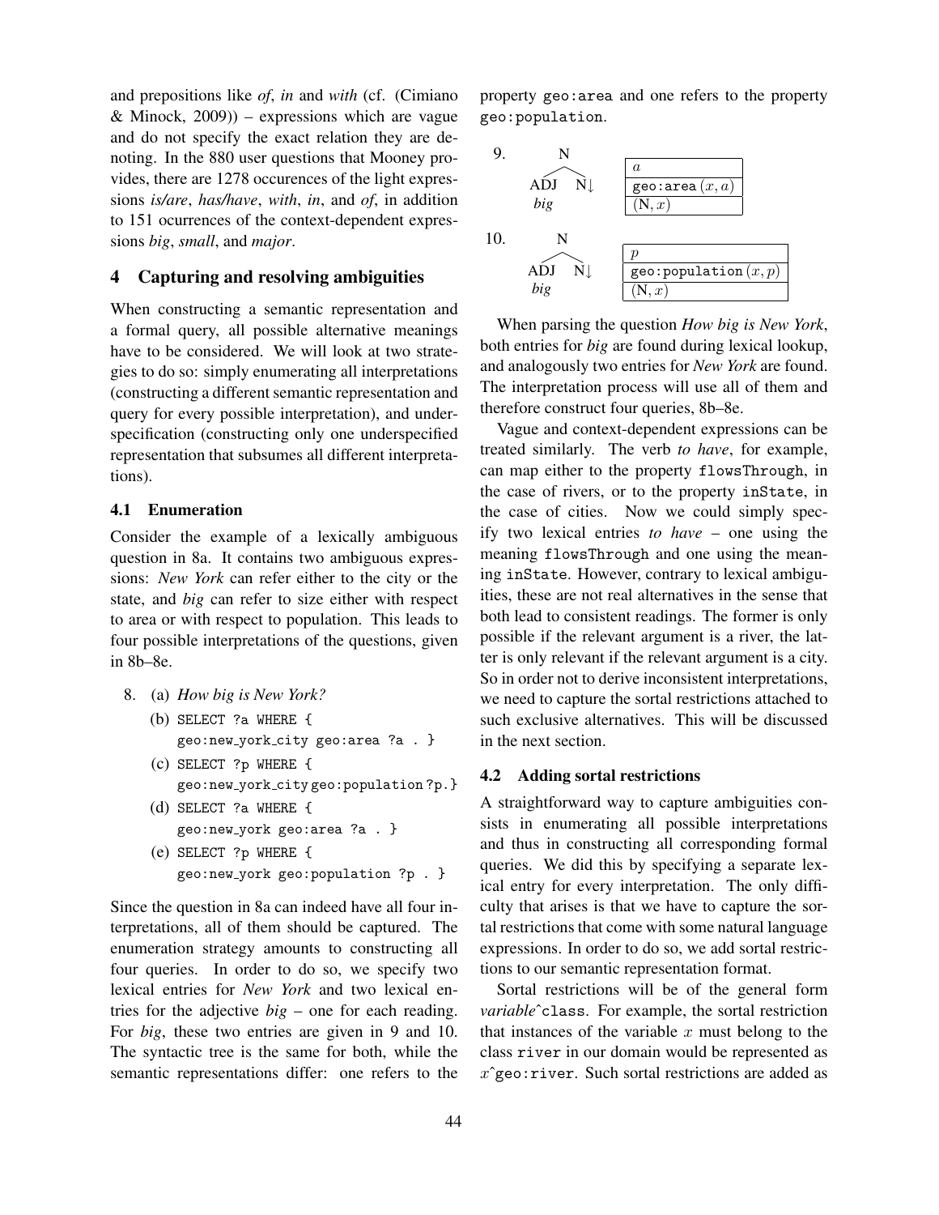and prepositions like *of*, *in* and *with* (cf. (Cimiano & Minock, 2009)) – expressions which are vague and do not specify the exact relation they are denoting. In the 880 user questions that Mooney provides, there are 1278 occurences of the light expressions *is/are*, *has/have*, *with*, *in*, and *of*, in addition to 151 ocurrences of the context-dependent expressions *big*, *small*, and *major*.

## 4 Capturing and resolving ambiguities

When constructing a semantic representation and a formal query, all possible alternative meanings have to be considered. We will look at two strategies to do so: simply enumerating all interpretations (constructing a different semantic representation and query for every possible interpretation), and underspecification (constructing only one underspecified representation that subsumes all different interpretations).

### 4.1 Enumeration

Consider the example of a lexically ambiguous question in 8a. It contains two ambiguous expressions: *New York* can refer either to the city or the state, and *big* can refer to size either with respect to area or with respect to population. This leads to four possible interpretations of the questions, given in 8b–8e.

8. (a) *How big is New York?*
   (b) `SELECT ?a WHERE { geo:new_york_city geo:area ?a . }`
   (c) `SELECT ?p WHERE { geo:new_york_city geo:population ?p.}`
   (d) `SELECT ?a WHERE { geo:new_york geo:area ?a . }`
   (e) `SELECT ?p WHERE { geo:new_york geo:population ?p . }`

Since the question in 8a can indeed have all four interpretations, all of them should be captured. The enumeration strategy amounts to constructing all four queries. In order to do so, we specify two lexical entries for *New York* and two lexical entries for the adjective *big* – one for each reading. For *big*, these two entries are given in 9 and 10. The syntactic tree is the same for both, while the semantic representations differ: one refers to the property `geo:area` and one refers to the property `geo:population`.

9. [N [ADJ *big*] N↓]

| $a$ |
|---|
| `geo:area` $(x, a)$ |
| (N, $x$) |

10. [N [ADJ *big*] N↓]

| $p$ |
|---|
| `geo:population` $(x, p)$ |
| (N, $x$) |

When parsing the question *How big is New York*, both entries for *big* are found during lexical lookup, and analogously two entries for *New York* are found. The interpretation process will use all of them and therefore construct four queries, 8b–8e.

Vague and context-dependent expressions can be treated similarly. The verb *to have*, for example, can map either to the property `flowsThrough`, in the case of rivers, or to the property `inState`, in the case of cities. Now we could simply specify two lexical entries *to have* – one using the meaning `flowsThrough` and one using the meaning `inState`. However, contrary to lexical ambiguities, these are not real alternatives in the sense that both lead to consistent readings. The former is only possible if the relevant argument is a river, the latter is only relevant if the relevant argument is a city. So in order not to derive inconsistent interpretations, we need to capture the sortal restrictions attached to such exclusive alternatives. This will be discussed in the next section.

### 4.2 Adding sortal restrictions

A straightforward way to capture ambiguities consists in enumerating all possible interpretations and thus in constructing all corresponding formal queries. We did this by specifying a separate lexical entry for every interpretation. The only difficulty that arises is that we have to capture the sortal restrictions that come with some natural language expressions. In order to do so, we add sortal restrictions to our semantic representation format.

Sortal restrictions will be of the general form *variable*ˆ`class`. For example, the sortal restriction that instances of the variable $x$ must belong to the class `river` in our domain would be represented as $x$ˆ`geo:river`. Such sortal restrictions are added as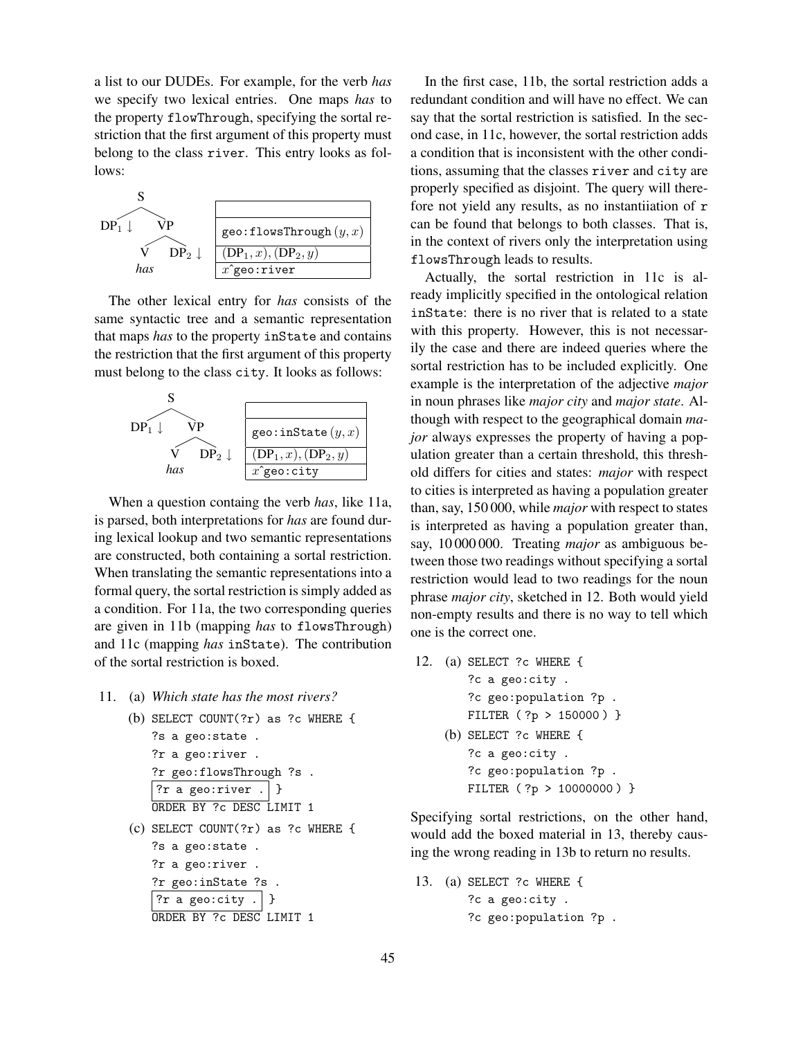a list to our DUDEs. For example, for the verb *has* we specify two lexical entries. One maps *has* to the property `flowThrough`, specifying the sortal restriction that the first argument of this property must belong to the class `river`. This entry looks as follows:

```
        S
      /   \
  DP1 ↓    VP
          /  \
         V    DP2 ↓
        has
```

| |
|---|
| `geo:flowsThrough` $(y, x)$ |
| $(\text{DP}_1, x), (\text{DP}_2, y)$ |
| $x$ˆ`geo:river` |

The other lexical entry for *has* consists of the same syntactic tree and a semantic representation that maps *has* to the property `inState` and contains the restriction that the first argument of this property must belong to the class `city`. It looks as follows:

```
        S
      /   \
  DP1 ↓    VP
          /  \
         V    DP2 ↓
        has
```

| |
|---|
| `geo:inState` $(y, x)$ |
| $(\text{DP}_1, x), (\text{DP}_2, y)$ |
| $x$ˆ`geo:city` |

When a question containg the verb *has*, like 11a, is parsed, both interpretations for *has* are found during lexical lookup and two semantic representations are constructed, both containing a sortal restriction. When translating the semantic representations into a formal query, the sortal restriction is simply added as a condition. For 11a, the two corresponding queries are given in 11b (mapping *has* to `flowsThrough`) and 11c (mapping *has* `inState`). The contribution of the sortal restriction is boxed.

11. (a) *Which state has the most rivers?*

(b)
```
SELECT COUNT(?r) as ?c WHERE {
?s a geo:state .
?r a geo:river .
?r geo:flowsThrough ?s .
[?r a geo:river .] }
ORDER BY ?c DESC LIMIT 1
```

(c)
```
SELECT COUNT(?r) as ?c WHERE {
?s a geo:state .
?r a geo:river .
?r geo:inState ?s .
[?r a geo:city .] }
ORDER BY ?c DESC LIMIT 1
```

In the first case, 11b, the sortal restriction adds a redundant condition and will have no effect. We can say that the sortal restriction is satisfied. In the second case, in 11c, however, the sortal restriction adds a condition that is inconsistent with the other conditions, assuming that the classes `river` and `city` are properly specified as disjoint. The query will therefore not yield any results, as no instantiiation of `r` can be found that belongs to both classes. That is, in the context of rivers only the interpretation using `flowsThrough` leads to results.

Actually, the sortal restriction in 11c is already implicitly specified in the ontological relation `inState`: there is no river that is related to a state with this property. However, this is not necessarily the case and there are indeed queries where the sortal restriction has to be included explicitly. One example is the interpretation of the adjective *major* in noun phrases like *major city* and *major state*. Although with respect to the geographical domain *major* always expresses the property of having a population greater than a certain threshold, this threshold differs for cities and states: *major* with respect to cities is interpreted as having a population greater than, say, 150 000, while *major* with respect to states is interpreted as having a population greater than, say, 10 000 000. Treating *major* as ambiguous between those two readings without specifying a sortal restriction would lead to two readings for the noun phrase *major city*, sketched in 12. Both would yield non-empty results and there is no way to tell which one is the correct one.

12. (a)
```
SELECT ?c WHERE {
?c a geo:city .
?c geo:population ?p .
FILTER ( ?p > 150000 ) }
```

(b)
```
SELECT ?c WHERE {
?c a geo:city .
?c geo:population ?p .
FILTER ( ?p > 10000000 ) }
```

Specifying sortal restrictions, on the other hand, would add the boxed material in 13, thereby causing the wrong reading in 13b to return no results.

13. (a)
```
SELECT ?c WHERE {
?c a geo:city .
?c geo:population ?p .
```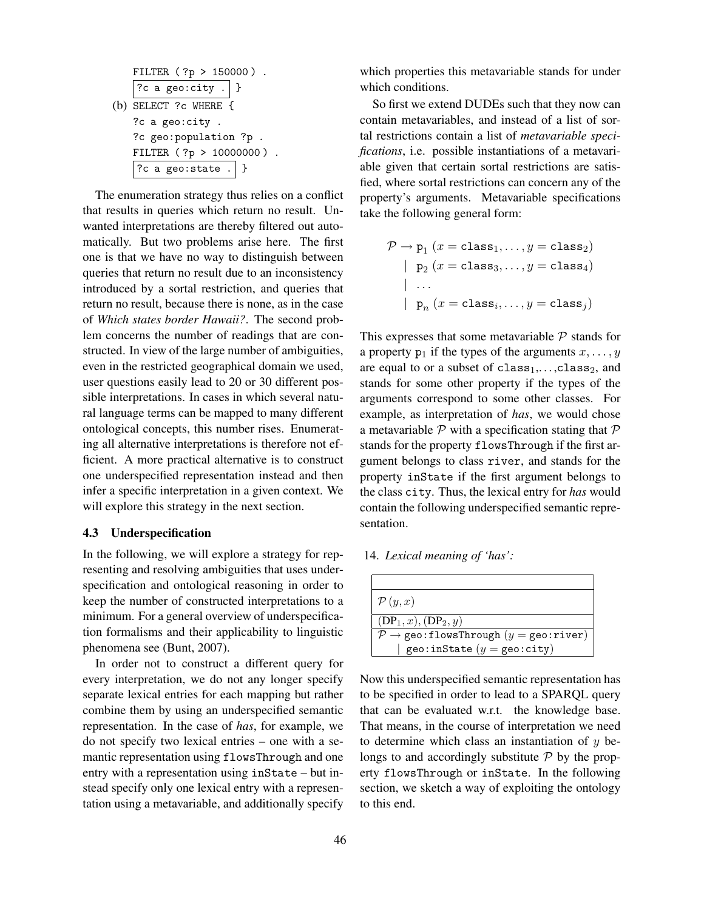```
FILTER ( ?p > 150000 ) .
?c a geo:city . }
```

(b)
```
SELECT ?c WHERE {
?c a geo:city .
?c geo:population ?p .
FILTER ( ?p > 10000000 ) .
?c a geo:state . }
```

The enumeration strategy thus relies on a conflict that results in queries which return no result. Unwanted interpretations are thereby filtered out automatically. But two problems arise here. The first one is that we have no way to distinguish between queries that return no result due to an inconsistency introduced by a sortal restriction, and queries that return no result, because there is none, as in the case of *Which states border Hawaii?*. The second problem concerns the number of readings that are constructed. In view of the large number of ambiguities, even in the restricted geographical domain we used, user questions easily lead to 20 or 30 different possible interpretations. In cases in which several natural language terms can be mapped to many different ontological concepts, this number rises. Enumerating all alternative interpretations is therefore not efficient. A more practical alternative is to construct one underspecified representation instead and then infer a specific interpretation in a given context. We will explore this strategy in the next section.

### 4.3 Underspecification

In the following, we will explore a strategy for representing and resolving ambiguities that uses underspecification and ontological reasoning in order to keep the number of constructed interpretations to a minimum. For a general overview of underspecification formalisms and their applicability to linguistic phenomena see (Bunt, 2007).

In order not to construct a different query for every interpretation, we do not any longer specify separate lexical entries for each mapping but rather combine them by using an underspecified semantic representation. In the case of *has*, for example, we do not specify two lexical entries – one with a semantic representation using `flowsThrough` and one entry with a representation using `inState` – but instead specify only one lexical entry with a representation using a metavariable, and additionally specify which properties this metavariable stands for under which conditions.

So first we extend DUDEs such that they now can contain metavariables, and instead of a list of sortal restrictions contain a list of *metavariable specifications*, i.e. possible instantiations of a metavariable given that certain sortal restrictions are satisfied, where sortal restrictions can concern any of the property's arguments. Metavariable specifications take the following general form:

$$
\begin{aligned}
\mathcal{P} \rightarrow\ & \mathtt{p}_1\ (x = \mathtt{class}_1, \ldots, y = \mathtt{class}_2) \\
|\ & \mathtt{p}_2\ (x = \mathtt{class}_3, \ldots, y = \mathtt{class}_4) \\
|\ & \ldots \\
|\ & \mathtt{p}_n\ (x = \mathtt{class}_i, \ldots, y = \mathtt{class}_j)
\end{aligned}
$$

This expresses that some metavariable $\mathcal{P}$ stands for a property $\mathtt{p}_1$ if the types of the arguments $x, \ldots, y$ are equal to or a subset of $\mathtt{class}_1,\ldots,\mathtt{class}_2$, and stands for some other property if the types of the arguments correspond to some other classes. For example, as interpretation of *has*, we would chose a metavariable $\mathcal{P}$ with a specification stating that $\mathcal{P}$ stands for the property `flowsThrough` if the first argument belongs to class `river`, and stands for the property `inState` if the first argument belongs to the class `city`. Thus, the lexical entry for *has* would contain the following underspecified semantic representation.

14. *Lexical meaning of 'has':*

| |
|---|
| $\mathcal{P}\,(y, x)$ |
| $(\mathrm{DP}_1, x), (\mathrm{DP}_2, y)$ |
| $\mathcal{P} \rightarrow \mathtt{geo{:}flowsThrough}\ (y = \mathtt{geo{:}river})$ <br> $\mid\ \mathtt{geo{:}inState}\ (y = \mathtt{geo{:}city})$ |

Now this underspecified semantic representation has to be specified in order to lead to a SPARQL query that can be evaluated w.r.t. the knowledge base. That means, in the course of interpretation we need to determine which class an instantiation of $y$ belongs to and accordingly substitute $\mathcal{P}$ by the property `flowsThrough` or `inState`. In the following section, we sketch a way of exploiting the ontology to this end.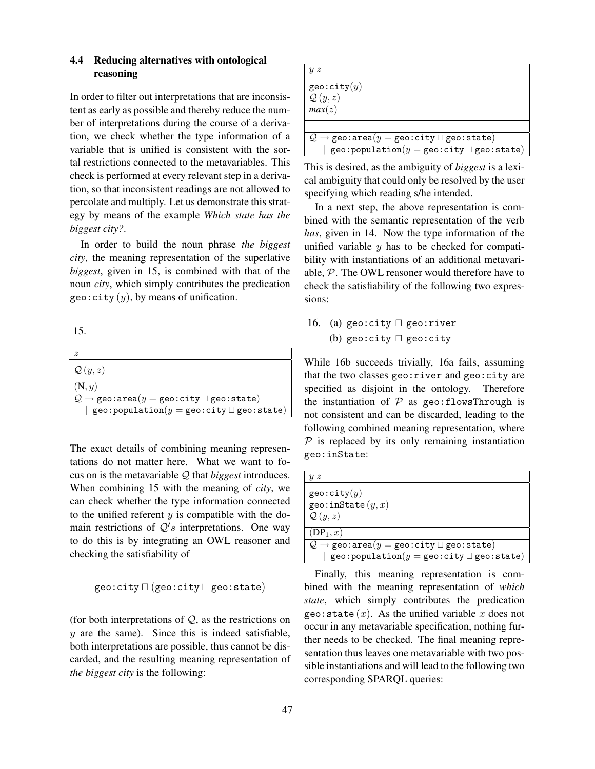### 4.4 Reducing alternatives with ontological reasoning

In order to filter out interpretations that are inconsistent as early as possible and thereby reduce the number of interpretations during the course of a derivation, we check whether the type information of a variable that is unified is consistent with the sortal restrictions connected to the metavariables. This check is performed at every relevant step in a derivation, so that inconsistent readings are not allowed to percolate and multiply. Let us demonstrate this strategy by means of the example *Which state has the biggest city?*.

In order to build the noun phrase *the biggest city*, the meaning representation of the superlative *biggest*, given in 15, is combined with that of the noun *city*, which simply contributes the predication geo:city $(y)$, by means of unification.

15.

| $z$ |
|---|
| $\mathcal{Q}\,(y, z)$ |
| $(\text{N}, y)$ |
| $\mathcal{Q} \rightarrow$ geo:area($y =$ geo:city $\sqcup$ geo:state) <br> $\mid$ geo:population($y =$ geo:city $\sqcup$ geo:state) |

The exact details of combining meaning representations do not matter here. What we want to focus on is the metavariable $\mathcal{Q}$ that *biggest* introduces. When combining 15 with the meaning of *city*, we can check whether the type information connected to the unified referent $y$ is compatible with the domain restrictions of $\mathcal{Q}'s$ interpretations. One way to do this is by integrating an OWL reasoner and checking the satisfiability of

$$\texttt{geo:city} \sqcap (\texttt{geo:city} \sqcup \texttt{geo:state})$$

(for both interpretations of $\mathcal{Q}$, as the restrictions on $y$ are the same). Since this is indeed satisfiable, both interpretations are possible, thus cannot be discarded, and the resulting meaning representation of *the biggest city* is the following:

| $y\ z$ |
|---|
| geo:city$(y)$ <br> $\mathcal{Q}\,(y, z)$ <br> $max(z)$ |
| |
| $\mathcal{Q} \rightarrow$ geo:area($y =$ geo:city $\sqcup$ geo:state) <br> $\mid$ geo:population($y =$ geo:city $\sqcup$ geo:state) |

This is desired, as the ambiguity of *biggest* is a lexical ambiguity that could only be resolved by the user specifying which reading s/he intended.

In a next step, the above representation is combined with the semantic representation of the verb *has*, given in 14. Now the type information of the unified variable $y$ has to be checked for compatibility with instantiations of an additional metavariable, $\mathcal{P}$. The OWL reasoner would therefore have to check the satisfiability of the following two expressions:

16. (a) geo:city $\sqcap$ geo:river
    (b) geo:city $\sqcap$ geo:city

While 16b succeeds trivially, 16a fails, assuming that the two classes geo:river and geo:city are specified as disjoint in the ontology. Therefore the instantiation of $\mathcal{P}$ as geo:flowsThrough is not consistent and can be discarded, leading to the following combined meaning representation, where $\mathcal{P}$ is replaced by its only remaining instantiation geo:inState:

| $y\ z$ |
|---|
| geo:city$(y)$ <br> geo:inState$\,(y, x)$ <br> $\mathcal{Q}\,(y, z)$ |
| $(\text{DP}_1, x)$ |
| $\mathcal{Q} \rightarrow$ geo:area($y =$ geo:city $\sqcup$ geo:state) <br> $\mid$ geo:population($y =$ geo:city $\sqcup$ geo:state) |

Finally, this meaning representation is combined with the meaning representation of *which state*, which simply contributes the predication geo:state$\,(x)$. As the unified variable $x$ does not occur in any metavariable specification, nothing further needs to be checked. The final meaning representation thus leaves one metavariable with two possible instantiations and will lead to the following two corresponding SPARQL queries: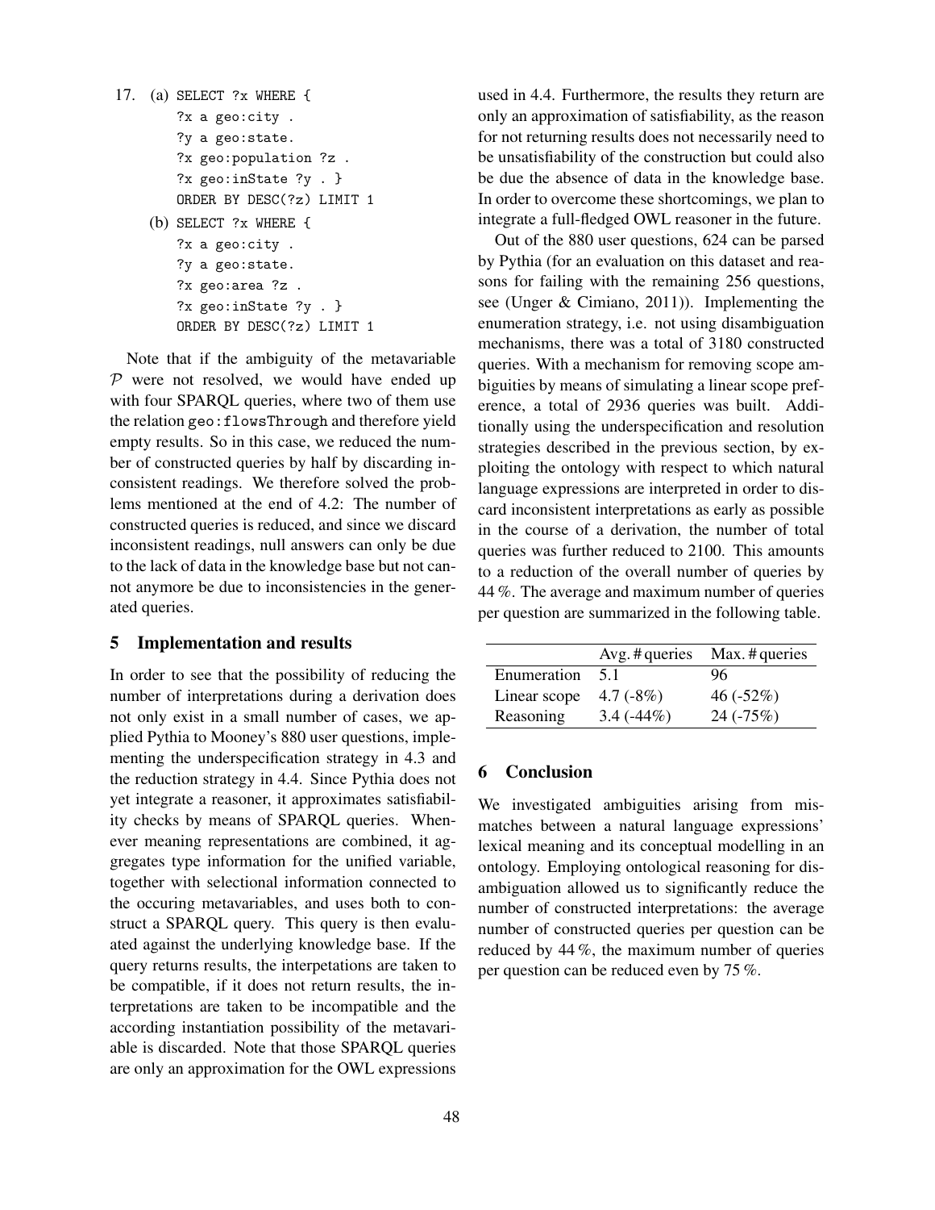17. (a)
```
SELECT ?x WHERE {
?x a geo:city .
?y a geo:state.
?x geo:population ?z .
?x geo:inState ?y . }
ORDER BY DESC(?z) LIMIT 1
```
(b)
```
SELECT ?x WHERE {
?x a geo:city .
?y a geo:state.
?x geo:area ?z .
?x geo:inState ?y . }
ORDER BY DESC(?z) LIMIT 1
```

Note that if the ambiguity of the metavariable $\mathcal{P}$ were not resolved, we would have ended up with four SPARQL queries, where two of them use the relation geo:flowsThrough and therefore yield empty results. So in this case, we reduced the number of constructed queries by half by discarding inconsistent readings. We therefore solved the problems mentioned at the end of 4.2: The number of constructed queries is reduced, and since we discard inconsistent readings, null answers can only be due to the lack of data in the knowledge base but not cannot anymore be due to inconsistencies in the generated queries.

## 5 Implementation and results

In order to see that the possibility of reducing the number of interpretations during a derivation does not only exist in a small number of cases, we applied Pythia to Mooney's 880 user questions, implementing the underspecification strategy in 4.3 and the reduction strategy in 4.4. Since Pythia does not yet integrate a reasoner, it approximates satisfiability checks by means of SPARQL queries. Whenever meaning representations are combined, it aggregates type information for the unified variable, together with selectional information connected to the occuring metavariables, and uses both to construct a SPARQL query. This query is then evaluated against the underlying knowledge base. If the query returns results, the interpetations are taken to be compatible, if it does not return results, the interpretations are taken to be incompatible and the according instantiation possibility of the metavariable is discarded. Note that those SPARQL queries are only an approximation for the OWL expressions used in 4.4. Furthermore, the results they return are only an approximation of satisfiability, as the reason for not returning results does not necessarily need to be unsatisfiability of the construction but could also be due the absence of data in the knowledge base. In order to overcome these shortcomings, we plan to integrate a full-fledged OWL reasoner in the future.

Out of the 880 user questions, 624 can be parsed by Pythia (for an evaluation on this dataset and reasons for failing with the remaining 256 questions, see (Unger & Cimiano, 2011)). Implementing the enumeration strategy, i.e. not using disambiguation mechanisms, there was a total of 3180 constructed queries. With a mechanism for removing scope ambiguities by means of simulating a linear scope preference, a total of 2936 queries was built. Additionally using the underspecification and resolution strategies described in the previous section, by exploiting the ontology with respect to which natural language expressions are interpreted in order to discard inconsistent interpretations as early as possible in the course of a derivation, the number of total queries was further reduced to 2100. This amounts to a reduction of the overall number of queries by 44 %. The average and maximum number of queries per question are summarized in the following table.

| | Avg. # queries | Max. # queries |
|---|---|---|
| Enumeration | 5.1 | 96 |
| Linear scope | 4.7 (-8%) | 46 (-52%) |
| Reasoning | 3.4 (-44%) | 24 (-75%) |

## 6 Conclusion

We investigated ambiguities arising from mismatches between a natural language expressions' lexical meaning and its conceptual modelling in an ontology. Employing ontological reasoning for disambiguation allowed us to significantly reduce the number of constructed interpretations: the average number of constructed queries per question can be reduced by 44 %, the maximum number of queries per question can be reduced even by 75 %.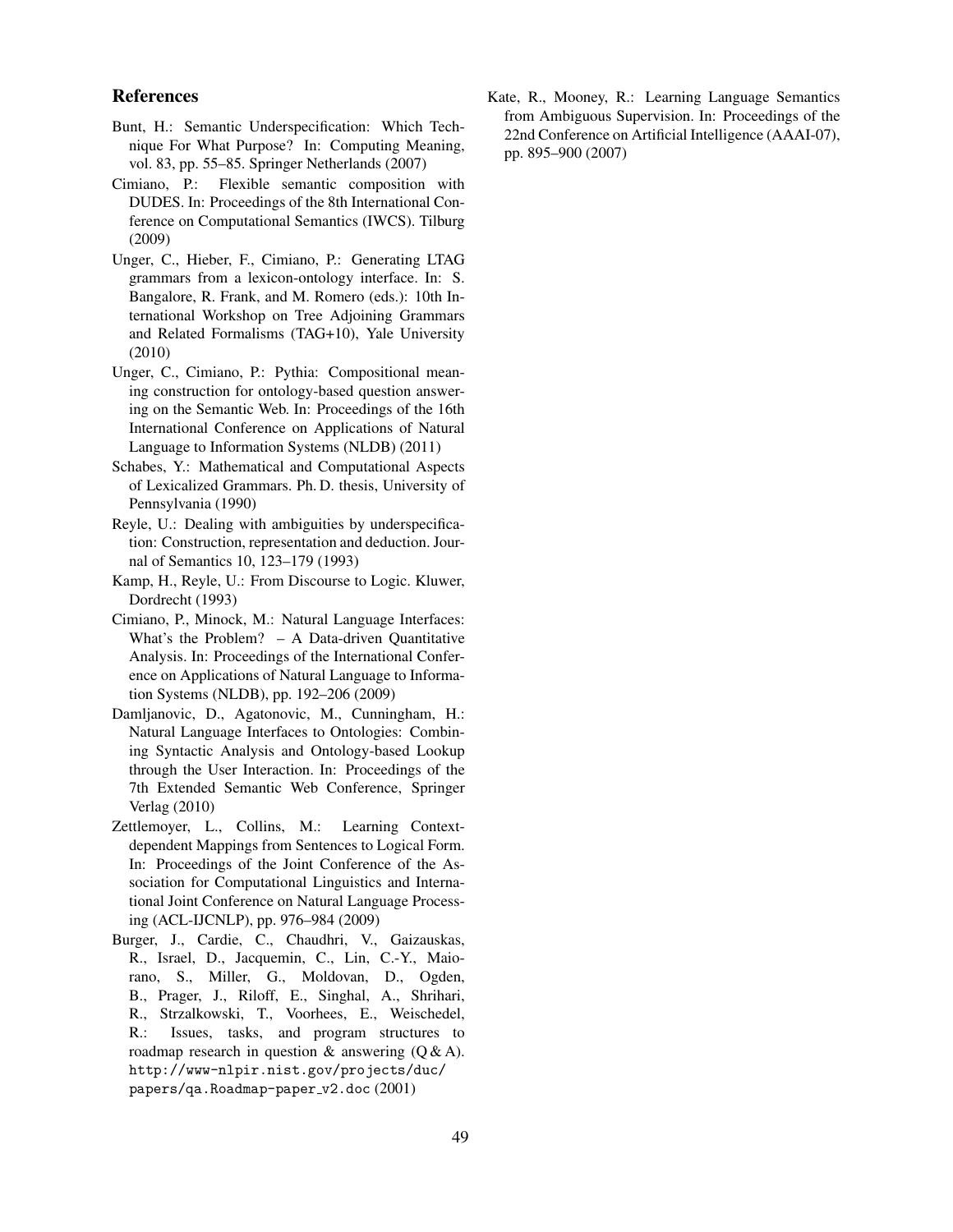## References

Bunt, H.: Semantic Underspecification: Which Technique For What Purpose? In: Computing Meaning, vol. 83, pp. 55–85. Springer Netherlands (2007)

Cimiano, P.: Flexible semantic composition with DUDES. In: Proceedings of the 8th International Conference on Computational Semantics (IWCS). Tilburg (2009)

Unger, C., Hieber, F., Cimiano, P.: Generating LTAG grammars from a lexicon-ontology interface. In: S. Bangalore, R. Frank, and M. Romero (eds.): 10th International Workshop on Tree Adjoining Grammars and Related Formalisms (TAG+10), Yale University (2010)

Unger, C., Cimiano, P.: Pythia: Compositional meaning construction for ontology-based question answering on the Semantic Web. In: Proceedings of the 16th International Conference on Applications of Natural Language to Information Systems (NLDB) (2011)

Schabes, Y.: Mathematical and Computational Aspects of Lexicalized Grammars. Ph. D. thesis, University of Pennsylvania (1990)

Reyle, U.: Dealing with ambiguities by underspecification: Construction, representation and deduction. Journal of Semantics 10, 123–179 (1993)

Kamp, H., Reyle, U.: From Discourse to Logic. Kluwer, Dordrecht (1993)

Cimiano, P., Minock, M.: Natural Language Interfaces: What's the Problem? – A Data-driven Quantitative Analysis. In: Proceedings of the International Conference on Applications of Natural Language to Information Systems (NLDB), pp. 192–206 (2009)

Damljanovic, D., Agatonovic, M., Cunningham, H.: Natural Language Interfaces to Ontologies: Combining Syntactic Analysis and Ontology-based Lookup through the User Interaction. In: Proceedings of the 7th Extended Semantic Web Conference, Springer Verlag (2010)

Zettlemoyer, L., Collins, M.: Learning Context-dependent Mappings from Sentences to Logical Form. In: Proceedings of the Joint Conference of the Association for Computational Linguistics and International Joint Conference on Natural Language Processing (ACL-IJCNLP), pp. 976–984 (2009)

Burger, J., Cardie, C., Chaudhri, V., Gaizauskas, R., Israel, D., Jacquemin, C., Lin, C.-Y., Maiorano, S., Miller, G., Moldovan, D., Ogden, B., Prager, J., Riloff, E., Singhal, A., Shrihari, R., Strzalkowski, T., Voorhees, E., Weischedel, R.: Issues, tasks, and program structures to roadmap research in question & answering (Q & A). http://www-nlpir.nist.gov/projects/duc/papers/qa.Roadmap-paper_v2.doc (2001)

Kate, R., Mooney, R.: Learning Language Semantics from Ambiguous Supervision. In: Proceedings of the 22nd Conference on Artificial Intelligence (AAAI-07), pp. 895–900 (2007)